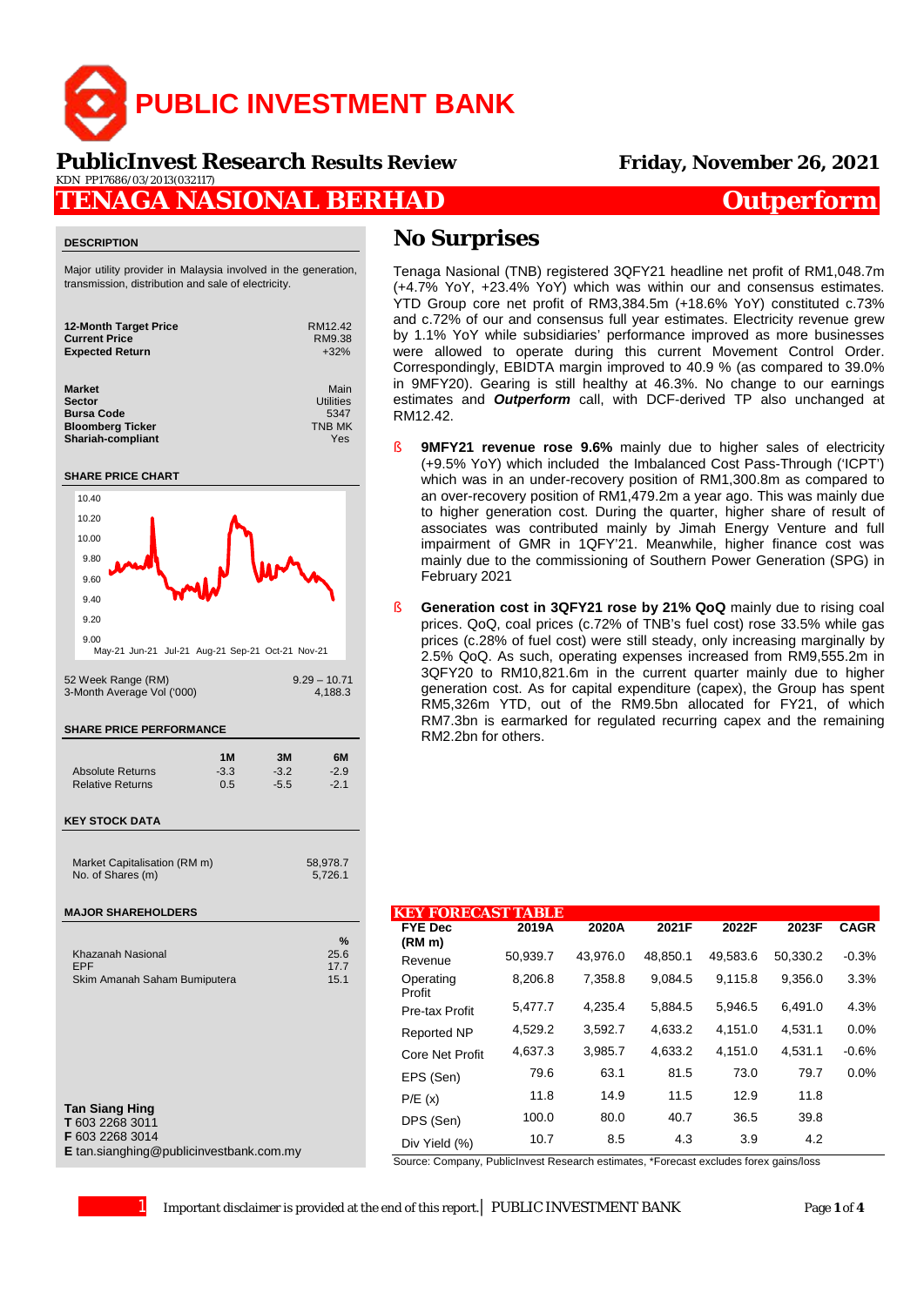# PUBLIC INVESTMENT BANK

**PublicInvest Research Results Review** — Friday, November 26, 2021

KDN PP17686/03/2013(032117)

# TENAGA NASIONAL BERHAD — Outperform

### DESCRIPTION

Major utility provider in Malaysia involved in the generation, transmission, distribution and sale of electricity.

| | |
|---|---|
| **12-Month Target Price** | RM12.42 |
| **Current Price** | RM9.38 |
| **Expected Return** | +32% |

| | |
|---|---|
| **Market** | Main |
| **Sector** | Utilities |
| **Bursa Code** | 5347 |
| **Bloomberg Ticker** | TNB MK |
| **Shariah-compliant** | Yes |

### SHARE PRICE CHART

| | |
|---|---|
| 52 Week Range (RM) | 9.29 – 10.71 |
| 3-Month Average Vol ('000) | 4,188.3 |

### SHARE PRICE PERFORMANCE

| | 1M | 3M | 6M |
|---|---|---|---|
| Absolute Returns | -3.3 | -3.2 | -2.9 |
| Relative Returns | 0.5 | -5.5 | -2.1 |

### KEY STOCK DATA

| | |
|---|---|
| Market Capitalisation (RM m) | 58,978.7 |
| No. of Shares (m) | 5,726.1 |

### MAJOR SHAREHOLDERS

| | % |
|---|---|
| Khazanah Nasional | 25.6 |
| EPF | 17.7 |
| Skim Amanah Saham Bumiputera | 15.1 |

**Tan Siang Hing**
**T** 603 2268 3011
**F** 603 2268 3014
**E** tan.sianghing@publicinvestbank.com.my

## No Surprises

Tenaga Nasional (TNB) registered 3QFY21 headline net profit of RM1,048.7m (+4.7% YoY, +23.4% YoY) which was within our and consensus estimates. YTD Group core net profit of RM3,384.5m (+18.6% YoY) constituted c.73% and c.72% of our and consensus full year estimates. Electricity revenue grew by 1.1% YoY while subsidiaries' performance improved as more businesses were allowed to operate during this current Movement Control Order. Correspondingly, EBIDTA margin improved to 40.9 % (as compared to 39.0% in 9MFY20). Gearing is still healthy at 46.3%. No change to our earnings estimates and ***Outperform*** call, with DCF-derived TP also unchanged at RM12.42.

- **9MFY21 revenue rose 9.6%** mainly due to higher sales of electricity (+9.5% YoY) which included the Imbalanced Cost Pass-Through ('ICPT') which was in an under-recovery position of RM1,300.8m as compared to an over-recovery position of RM1,479.2m a year ago. This was mainly due to higher generation cost. During the quarter, higher share of result of associates was contributed mainly by Jimah Energy Venture and full impairment of GMR in 1QFY'21. Meanwhile, higher finance cost was mainly due to the commissioning of Southern Power Generation (SPG) in February 2021
- **Generation cost in 3QFY21 rose by 21% QoQ** mainly due to rising coal prices. QoQ, coal prices (c.72% of TNB's fuel cost) rose 33.5% while gas prices (c.28% of fuel cost) were still steady, only increasing marginally by 2.5% QoQ. As such, operating expenses increased from RM9,555.2m in 3QFY20 to RM10,821.6m in the current quarter mainly due to higher generation cost. As for capital expenditure (capex), the Group has spent RM5,326m YTD, out of the RM9.5bn allocated for FY21, of which RM7.3bn is earmarked for regulated recurring capex and the remaining RM2.2bn for others.

### KEY FORECAST TABLE

| FYE Dec (RM m) | 2019A | 2020A | 2021F | 2022F | 2023F | CAGR |
|---|---|---|---|---|---|---|
| Revenue | 50,939.7 | 43,976.0 | 48,850.1 | 49,583.6 | 50,330.2 | -0.3% |
| Operating Profit | 8,206.8 | 7,358.8 | 9,084.5 | 9,115.8 | 9,356.0 | 3.3% |
| Pre-tax Profit | 5,477.7 | 4,235.4 | 5,884.5 | 5,946.5 | 6,491.0 | 4.3% |
| Reported NP | 4,529.2 | 3,592.7 | 4,633.2 | 4,151.0 | 4,531.1 | 0.0% |
| Core Net Profit | 4,637.3 | 3,985.7 | 4,633.2 | 4,151.0 | 4,531.1 | -0.6% |
| EPS (Sen) | 79.6 | 63.1 | 81.5 | 73.0 | 79.7 | 0.0% |
| P/E (x) | 11.8 | 14.9 | 11.5 | 12.9 | 11.8 | |
| DPS (Sen) | 100.0 | 80.0 | 40.7 | 36.5 | 39.8 | |
| Div Yield (%) | 10.7 | 8.5 | 4.3 | 3.9 | 4.2 | |

Source: Company, PublicInvest Research estimates, *Forecast excludes forex gains/loss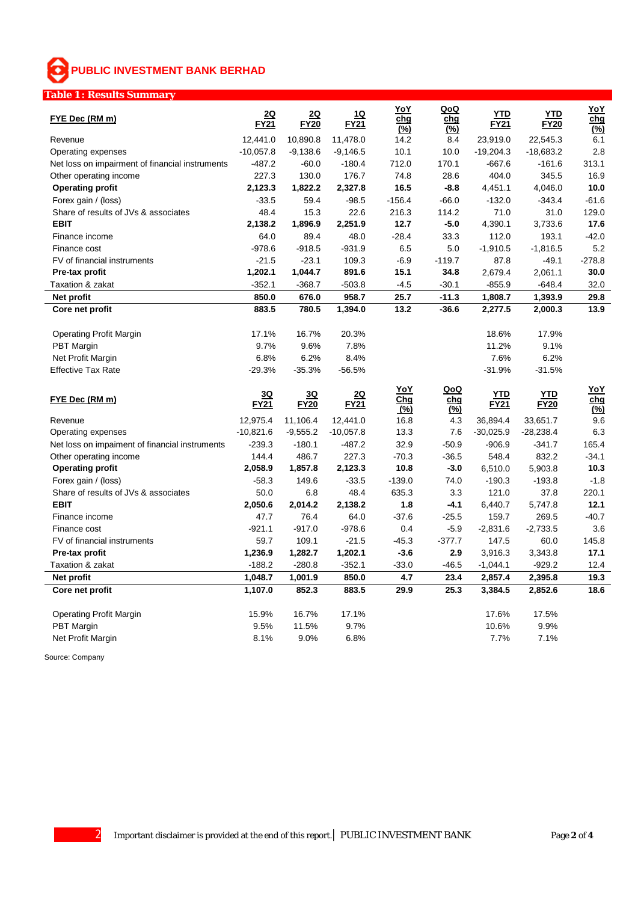## PUBLIC INVESTMENT BANK BERHAD

**Table 1 : Results Summary**

| FYE Dec (RM m) | 2Q FY21 | 2Q FY20 | 1Q FY21 | YoY chg (%) | QoQ chg (%) | YTD FY21 | YTD FY20 | YoY chg (%) |
|---|---|---|---|---|---|---|---|---|
| Revenue | 12,441.0 | 10,890.8 | 11,478.0 | 14.2 | 8.4 | 23,919.0 | 22,545.3 | 6.1 |
| Operating expenses | -10,057.8 | -9,138.6 | -9,146.5 | 10.1 | 10.0 | -19,204.3 | -18,683.2 | 2.8 |
| Net loss on impairment of financial instruments | -487.2 | -60.0 | -180.4 | 712.0 | 170.1 | -667.6 | -161.6 | 313.1 |
| Other operating income | 227.3 | 130.0 | 176.7 | 74.8 | 28.6 | 404.0 | 345.5 | 16.9 |
| **Operating profit** | **2,123.3** | **1,822.2** | **2,327.8** | **16.5** | **-8.8** | 4,451.1 | 4,046.0 | **10.0** |
| Forex gain / (loss) | -33.5 | 59.4 | -98.5 | -156.4 | -66.0 | -132.0 | -343.4 | -61.6 |
| Share of results of JVs & associates | 48.4 | 15.3 | 22.6 | 216.3 | 114.2 | 71.0 | 31.0 | 129.0 |
| **EBIT** | **2,138.2** | **1,896.9** | **2,251.9** | **12.7** | **-5.0** | 4,390.1 | 3,733.6 | **17.6** |
| Finance income | 64.0 | 89.4 | 48.0 | -28.4 | 33.3 | 112.0 | 193.1 | -42.0 |
| Finance cost | -978.6 | -918.5 | -931.9 | 6.5 | 5.0 | -1,910.5 | -1,816.5 | 5.2 |
| FV of financial instruments | -21.5 | -23.1 | 109.3 | -6.9 | -119.7 | 87.8 | -49.1 | -278.8 |
| **Pre-tax profit** | **1,202.1** | **1,044.7** | **891.6** | **15.1** | **34.8** | 2,679.4 | 2,061.1 | **30.0** |
| Taxation & zakat | -352.1 | -368.7 | -503.8 | -4.5 | -30.1 | -855.9 | -648.4 | 32.0 |
| **Net profit** | **850.0** | **676.0** | **958.7** | **25.7** | **-11.3** | **1,808.7** | **1,393.9** | **29.8** |
| **Core net profit** | **883.5** | **780.5** | **1,394.0** | **13.2** | **-36.6** | **2,277.5** | **2,000.3** | **13.9** |
| | | | | | | | | |
| Operating Profit Margin | 17.1% | 16.7% | 20.3% | | | 18.6% | 17.9% | |
| PBT Margin | 9.7% | 9.6% | 7.8% | | | 11.2% | 9.1% | |
| Net Profit Margin | 6.8% | 6.2% | 8.4% | | | 7.6% | 6.2% | |
| Effective Tax Rate | -29.3% | -35.3% | -56.5% | | | -31.9% | -31.5% | |

| FYE Dec (RM m) | 3Q FY21 | 3Q FY20 | 2Q FY21 | YoY Chg (%) | QoQ chg (%) | YTD FY21 | YTD FY20 | YoY chg (%) |
|---|---|---|---|---|---|---|---|---|
| Revenue | 12,975.4 | 11,106.4 | 12,441.0 | 16.8 | 4.3 | 36,894.4 | 33,651.7 | 9.6 |
| Operating expenses | -10,821.6 | -9,555.2 | -10,057.8 | 13.3 | 7.6 | -30,025.9 | -28,238.4 | 6.3 |
| Net loss on impaiment of financial instruments | -239.3 | -180.1 | -487.2 | 32.9 | -50.9 | -906.9 | -341.7 | 165.4 |
| Other operating income | 144.4 | 486.7 | 227.3 | -70.3 | -36.5 | 548.4 | 832.2 | -34.1 |
| **Operating profit** | **2,058.9** | **1,857.8** | **2,123.3** | **10.8** | **-3.0** | 6,510.0 | 5,903.8 | **10.3** |
| Forex gain / (loss) | -58.3 | 149.6 | -33.5 | -139.0 | 74.0 | -190.3 | -193.8 | -1.8 |
| Share of results of JVs & associates | 50.0 | 6.8 | 48.4 | 635.3 | 3.3 | 121.0 | 37.8 | 220.1 |
| **EBIT** | **2,050.6** | **2,014.2** | **2,138.2** | **1.8** | **-4.1** | 6,440.7 | 5,747.8 | **12.1** |
| Finance income | 47.7 | 76.4 | 64.0 | -37.6 | -25.5 | 159.7 | 269.5 | -40.7 |
| Finance cost | -921.1 | -917.0 | -978.6 | 0.4 | -5.9 | -2,831.6 | -2,733.5 | 3.6 |
| FV of financial instruments | 59.7 | 109.1 | -21.5 | -45.3 | -377.7 | 147.5 | 60.0 | 145.8 |
| **Pre-tax profit** | **1,236.9** | **1,282.7** | **1,202.1** | **-3.6** | **2.9** | 3,916.3 | 3,343.8 | **17.1** |
| Taxation & zakat | -188.2 | -280.8 | -352.1 | -33.0 | -46.5 | -1,044.1 | -929.2 | 12.4 |
| **Net profit** | **1,048.7** | **1,001.9** | **850.0** | **4.7** | **23.4** | **2,857.4** | **2,395.8** | **19.3** |
| **Core net profit** | **1,107.0** | **852.3** | **883.5** | **29.9** | **25.3** | **3,384.5** | **2,852.6** | **18.6** |
| | | | | | | | | |
| Operating Profit Margin | 15.9% | 16.7% | 17.1% | | | 17.6% | 17.5% | |
| PBT Margin | 9.5% | 11.5% | 9.7% | | | 10.6% | 9.9% | |
| Net Profit Margin | 8.1% | 9.0% | 6.8% | | | 7.7% | 7.1% | |

Source: Company

Important disclaimer is provided at the end of this report.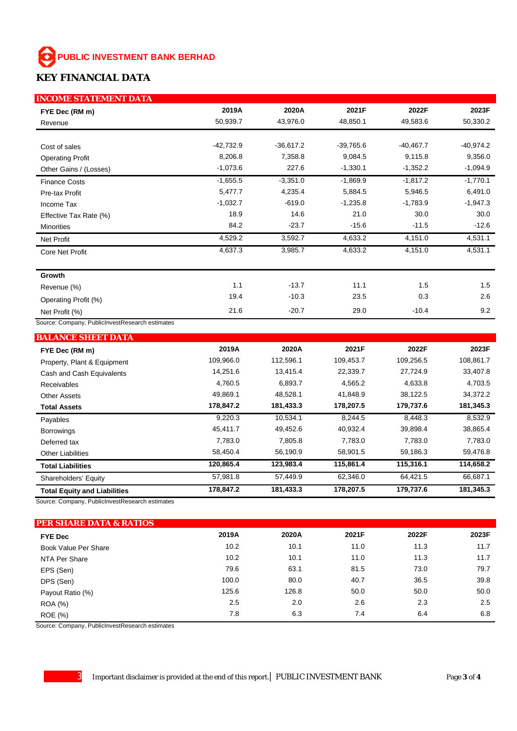PUBLIC INVESTMENT BANK BERHAD

# KEY FINANCIAL DATA

## INCOME STATEMENT DATA

| FYE Dec (RM m) | 2019A | 2020A | 2021F | 2022F | 2023F |
|---|---|---|---|---|---|
| Revenue | 50,939.7 | 43,976.0 | 48,850.1 | 49,583.6 | 50,330.2 |
| | | | | | |
| Cost of sales | -42,732.9 | -36,617.2 | -39,765.6 | -40,467.7 | -40,974.2 |
| Operating Profit | 8,206.8 | 7,358.8 | 9,084.5 | 9,115.8 | 9,356.0 |
| Other Gains / (Losses) | -1,073.6 | 227.6 | -1,330.1 | -1,352.2 | -1,094.9 |
| Finance Costs | -1,655.5 | -3,351.0 | -1,869.9 | -1,817.2 | -1,770.1 |
| Pre-tax Profit | 5,477.7 | 4,235.4 | 5,884.5 | 5,946.5 | 6,491.0 |
| Income Tax | -1,032.7 | -619.0 | -1,235.8 | -1,783.9 | -1,947.3 |
| Effective Tax Rate (%) | 18.9 | 14.6 | 21.0 | 30.0 | 30.0 |
| Minorities | 84.2 | -23.7 | -15.6 | -11.5 | -12.6 |
| Net Profit | 4,529.2 | 3,592.7 | 4,633.2 | 4,151.0 | 4,531.1 |
| Core Net Profit | 4,637.3 | 3,985.7 | 4,633.2 | 4,151.0 | 4,531.1 |
| | | | | | |
| **Growth** | | | | | |
| Revenue (%) | 1.1 | -13.7 | 11.1 | 1.5 | 1.5 |
| Operating Profit (%) | 19.4 | -10.3 | 23.5 | 0.3 | 2.6 |
| Net Profit (%) | 21.6 | -20.7 | 29.0 | -10.4 | 9.2 |

Source: Company, PublicInvestResearch estimates

## BALANCE SHEET DATA

| FYE Dec (RM m) | 2019A | 2020A | 2021F | 2022F | 2023F |
|---|---|---|---|---|---|
| Property, Plant & Equipment | 109,966.0 | 112,596.1 | 109,453.7 | 109,256.5 | 108,861.7 |
| Cash and Cash Equivalents | 14,251.6 | 13,415.4 | 22,339.7 | 27,724.9 | 33,407.8 |
| Receivables | 4,760.5 | 6,893.7 | 4,565.2 | 4,633.8 | 4,703.5 |
| Other Assets | 49,869.1 | 48,528.1 | 41,848.9 | 38,122.5 | 34,372.2 |
| **Total Assets** | **178,847.2** | **181,433.3** | **178,207.5** | **179,737.6** | **181,345.3** |
| Payables | 9,220.3 | 10,534.1 | 8,244.5 | 8,448.3 | 8,532.9 |
| Borrowings | 45,411.7 | 49,452.6 | 40,932.4 | 39,898.4 | 38,865.4 |
| Deferred tax | 7,783.0 | 7,805.8 | 7,783.0 | 7,783.0 | 7,783.0 |
| Other Liabilities | 58,450.4 | 56,190.9 | 58,901.5 | 59,186.3 | 59,476.8 |
| **Total Liabilities** | **120,865.4** | **123,983.4** | **115,861.4** | **115,316.1** | **114,658.2** |
| Shareholders' Equity | 57,981.8 | 57,449.9 | 62,346.0 | 64,421.5 | 66,687.1 |
| **Total Equity and Liabilities** | **178,847.2** | **181,433.3** | **178,207.5** | **179,737.6** | **181,345.3** |

Source: Company, PublicInvestResearch estimates

## PER SHARE DATA & RATIOS

| FYE Dec | 2019A | 2020A | 2021F | 2022F | 2023F |
|---|---|---|---|---|---|
| Book Value Per Share | 10.2 | 10.1 | 11.0 | 11.3 | 11.7 |
| NTA Per Share | 10.2 | 10.1 | 11.0 | 11.3 | 11.7 |
| EPS (Sen) | 79.6 | 63.1 | 81.5 | 73.0 | 79.7 |
| DPS (Sen) | 100.0 | 80.0 | 40.7 | 36.5 | 39.8 |
| Payout Ratio (%) | 125.6 | 126.8 | 50.0 | 50.0 | 50.0 |
| ROA (%) | 2.5 | 2.0 | 2.6 | 2.3 | 2.5 |
| ROE (%) | 7.8 | 6.3 | 7.4 | 6.4 | 6.8 |

Source: Company, PublicInvestResearch estimates

Important disclaimer is provided at the end of this report.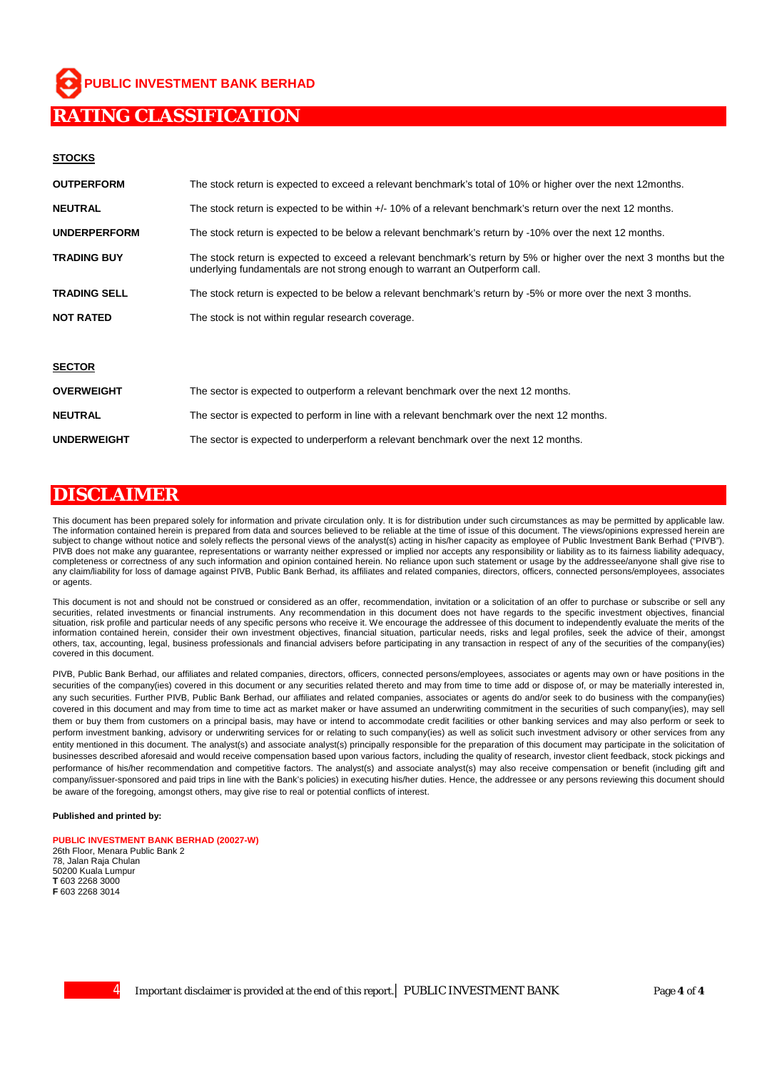**PUBLIC INVESTMENT BANK BERHAD**

# RATING CLASSIFICATION

**STOCKS**

| | |
|---|---|
| **OUTPERFORM** | The stock return is expected to exceed a relevant benchmark's total of 10% or higher over the next 12months. |
| **NEUTRAL** | The stock return is expected to be within +/- 10% of a relevant benchmark's return over the next 12 months. |
| **UNDERPERFORM** | The stock return is expected to be below a relevant benchmark's return by -10% over the next 12 months. |
| **TRADING BUY** | The stock return is expected to exceed a relevant benchmark's return by 5% or higher over the next 3 months but the underlying fundamentals are not strong enough to warrant an Outperform call. |
| **TRADING SELL** | The stock return is expected to be below a relevant benchmark's return by -5% or more over the next 3 months. |
| **NOT RATED** | The stock is not within regular research coverage. |

**SECTOR**

| | |
|---|---|
| **OVERWEIGHT** | The sector is expected to outperform a relevant benchmark over the next 12 months. |
| **NEUTRAL** | The sector is expected to perform in line with a relevant benchmark over the next 12 months. |
| **UNDERWEIGHT** | The sector is expected to underperform a relevant benchmark over the next 12 months. |

# DISCLAIMER

This document has been prepared solely for information and private circulation only. It is for distribution under such circumstances as may be permitted by applicable law. The information contained herein is prepared from data and sources believed to be reliable at the time of issue of this document. The views/opinions expressed herein are subject to change without notice and solely reflects the personal views of the analyst(s) acting in his/her capacity as employee of Public Investment Bank Berhad ("PIVB"). PIVB does not make any guarantee, representations or warranty neither expressed or implied nor accepts any responsibility or liability as to its fairness liability adequacy, completeness or correctness of any such information and opinion contained herein. No reliance upon such statement or usage by the addressee/anyone shall give rise to any claim/liability for loss of damage against PIVB, Public Bank Berhad, its affiliates and related companies, directors, officers, connected persons/employees, associates or agents.

This document is not and should not be construed or considered as an offer, recommendation, invitation or a solicitation of an offer to purchase or subscribe or sell any securities, related investments or financial instruments. Any recommendation in this document does not have regards to the specific investment objectives, financial situation, risk profile and particular needs of any specific persons who receive it. We encourage the addressee of this document to independently evaluate the merits of the information contained herein, consider their own investment objectives, financial situation, particular needs, risks and legal profiles, seek the advice of their, amongst others, tax, accounting, legal, business professionals and financial advisers before participating in any transaction in respect of any of the securities of the company(ies) covered in this document.

PIVB, Public Bank Berhad, our affiliates and related companies, directors, officers, connected persons/employees, associates or agents may own or have positions in the securities of the company(ies) covered in this document or any securities related thereto and may from time to time add or dispose of, or may be materially interested in, any such securities. Further PIVB, Public Bank Berhad, our affiliates and related companies, associates or agents do and/or seek to do business with the company(ies) covered in this document and may from time to time act as market maker or have assumed an underwriting commitment in the securities of such company(ies), may sell them or buy them from customers on a principal basis, may have or intend to accommodate credit facilities or other banking services and may also perform or seek to perform investment banking, advisory or underwriting services for or relating to such company(ies) as well as solicit such investment advisory or other services from any entity mentioned in this document. The analyst(s) and associate analyst(s) principally responsible for the preparation of this document may participate in the solicitation of businesses described aforesaid and would receive compensation based upon various factors, including the quality of research, investor client feedback, stock pickings and performance of his/her recommendation and competitive factors. The analyst(s) and associate analyst(s) may also receive compensation or benefit (including gift and company/issuer-sponsored and paid trips in line with the Bank's policies) in executing his/her duties. Hence, the addressee or any persons reviewing this document should be aware of the foregoing, amongst others, may give rise to real or potential conflicts of interest.

**Published and printed by:**

**PUBLIC INVESTMENT BANK BERHAD (20027-W)**
26th Floor, Menara Public Bank 2
78, Jalan Raja Chulan
50200 Kuala Lumpur
**T** 603 2268 3000
**F** 603 2268 3014